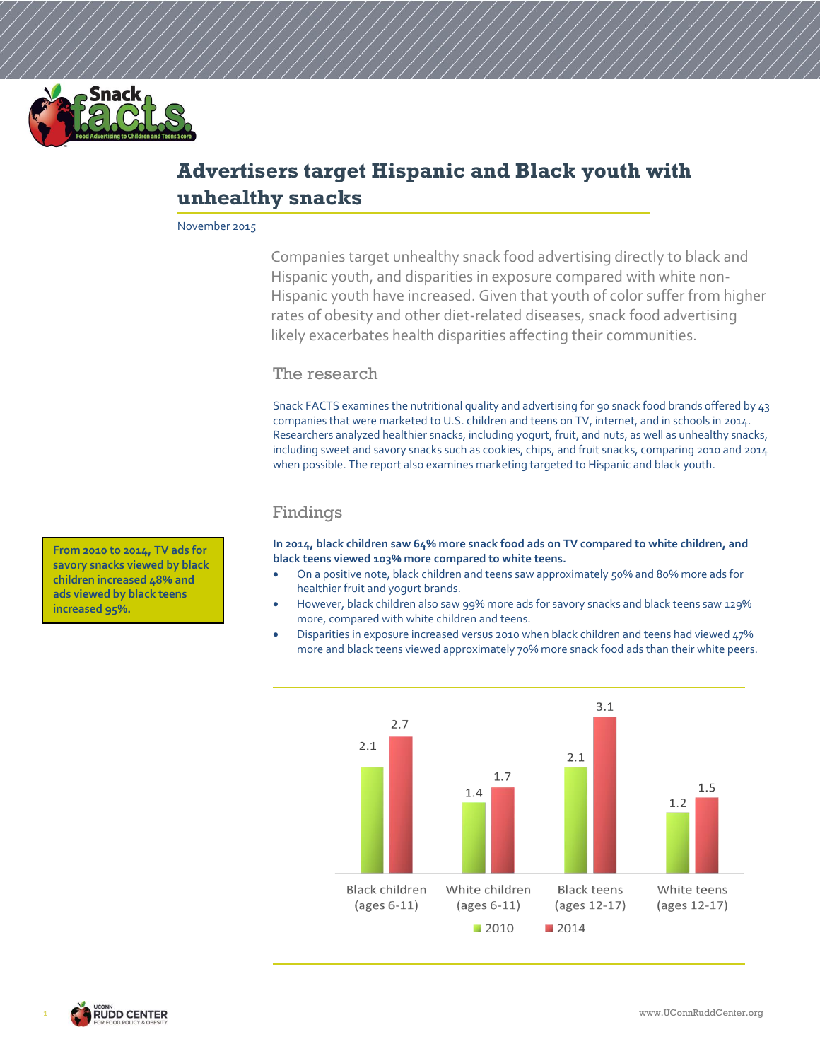# Advertisers target Hispanic and Black youth with unhealthy snacks

November 2015

Companies target unhealthy snack food advertising directly to black and Hispanic youth, and disparities in exposure compared with white non-Hispanic youth have increased. Given that youth of color suffer from higher rates of obesity and other diet-related diseases, snack food advertising likely exacerbates health disparities affecting their communities.

## The research

Snack FACTS examines the nutritional quality and advertising for 90 snack food brands offered by 43 companies that were marketed to U.S. children and teens on TV, internet, and in schools in 2014. Researchers analyzed healthier snacks, including yogurt, fruit, and nuts, as well as unhealthy snacks, including sweet and savory snacks such as cookies, chips, and fruit snacks, comparing 2010 and 2014 when possible. The report also examines marketing targeted to Hispanic and black youth.

## Findings

**From 2010 to 2014, TV ads for savory snacks viewed by black children increased 48% and ads viewed by black teens increased 95%.**

**In 2014, black children saw 64% more snack food ads on TV compared to white children, and black teens viewed 103% more compared to white teens.**

- On a positive note, black children and teens saw approximately 50% and 80% more ads for healthier fruit and yogurt brands.
- However, black children also saw 99% more ads for savory snacks and black teens saw 129% more, compared with white children and teens.
- Disparities in exposure increased versus 2010 when black children and teens had viewed 47% more and black teens viewed approximately 70% more snack food ads than their white peers.

| | 2010 | 2014 |
|---|---|---|
| Black children (ages 6-11) | 2.1 | 2.7 |
| White children (ages 6-11) | 1.4 | 1.7 |
| Black teens (ages 12-17) | 2.1 | 3.1 |
| White teens (ages 12-17) | 1.2 | 1.5 |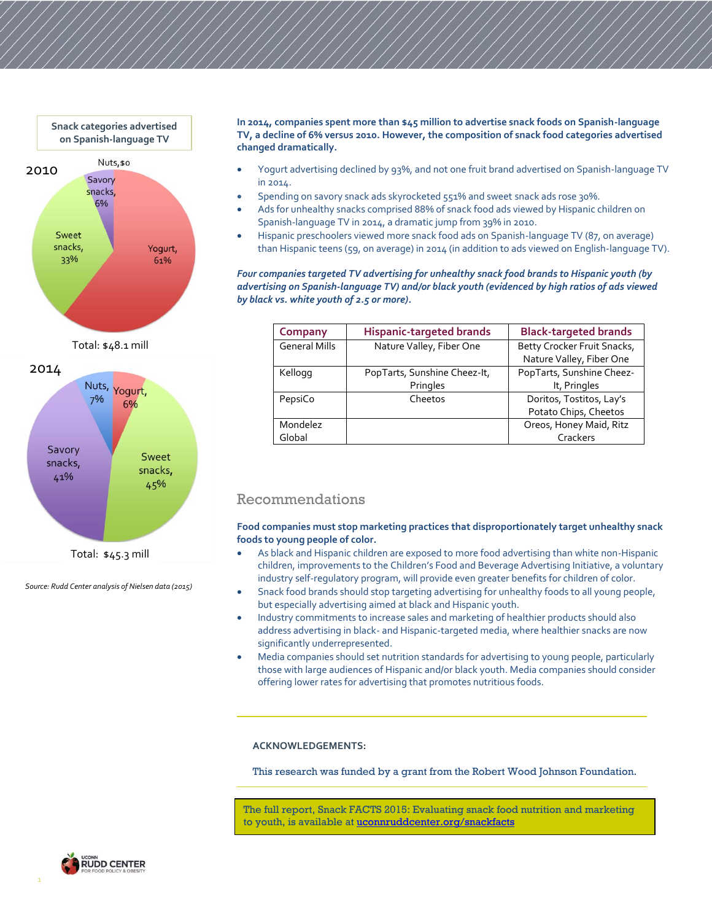Snack categories advertised on Spanish-language TV

2010

Nuts, $0

Savory snacks, 6%

Sweet snacks, 33%

Yogurt, 61%

Total: $48.1 mill

2014

Nuts, 7%

Yogurt, 6%

Savory snacks, 41%

Sweet snacks, 45%

Total: $45.3 mill

*Source: Rudd Center analysis of Nielsen data (2015)*

**In 2014, companies spent more than $45 million to advertise snack foods on Spanish-language TV, a decline of 6% versus 2010. However, the composition of snack food categories advertised changed dramatically.**

- Yogurt advertising declined by 93%, and not one fruit brand advertised on Spanish-language TV in 2014.
- Spending on savory snack ads skyrocketed 551% and sweet snack ads rose 30%.
- Ads for unhealthy snacks comprised 88% of snack food ads viewed by Hispanic children on Spanish-language TV in 2014, a dramatic jump from 39% in 2010.
- Hispanic preschoolers viewed more snack food ads on Spanish-language TV (87, on average) than Hispanic teens (59, on average) in 2014 (in addition to ads viewed on English-language TV).

***Four companies targeted TV advertising for unhealthy snack food brands to Hispanic youth (by advertising on Spanish-language TV) and/or black youth (evidenced by high ratios of ads viewed by black vs. white youth of 2.5 or more).***

| Company | Hispanic-targeted brands | Black-targeted brands |
|---|---|---|
| General Mills | Nature Valley, Fiber One | Betty Crocker Fruit Snacks, Nature Valley, Fiber One |
| Kellogg | PopTarts, Sunshine Cheez-It, Pringles | PopTarts, Sunshine Cheez-It, Pringles |
| PepsiCo | Cheetos | Doritos, Tostitos, Lay's Potato Chips, Cheetos |
| Mondelez Global | | Oreos, Honey Maid, Ritz Crackers |

## Recommendations

**Food companies must stop marketing practices that disproportionately target unhealthy snack foods to young people of color.**

- As black and Hispanic children are exposed to more food advertising than white non-Hispanic children, improvements to the Children's Food and Beverage Advertising Initiative, a voluntary industry self-regulatory program, will provide even greater benefits for children of color.
- Snack food brands should stop targeting advertising for unhealthy foods to all young people, but especially advertising aimed at black and Hispanic youth.
- Industry commitments to increase sales and marketing of healthier products should also address advertising in black- and Hispanic-targeted media, where healthier snacks are now significantly underrepresented.
- Media companies should set nutrition standards for advertising to young people, particularly those with large audiences of Hispanic and/or black youth. Media companies should consider offering lower rates for advertising that promotes nutritious foods.

**ACKNOWLEDGEMENTS:**

This research was funded by a grant from the Robert Wood Johnson Foundation.

The full report, Snack FACTS 2015: Evaluating snack food nutrition and marketing to youth, is available at uconnruddcenter.org/snackfacts

UCONN RUDD CENTER FOR FOOD POLICY & OBESITY